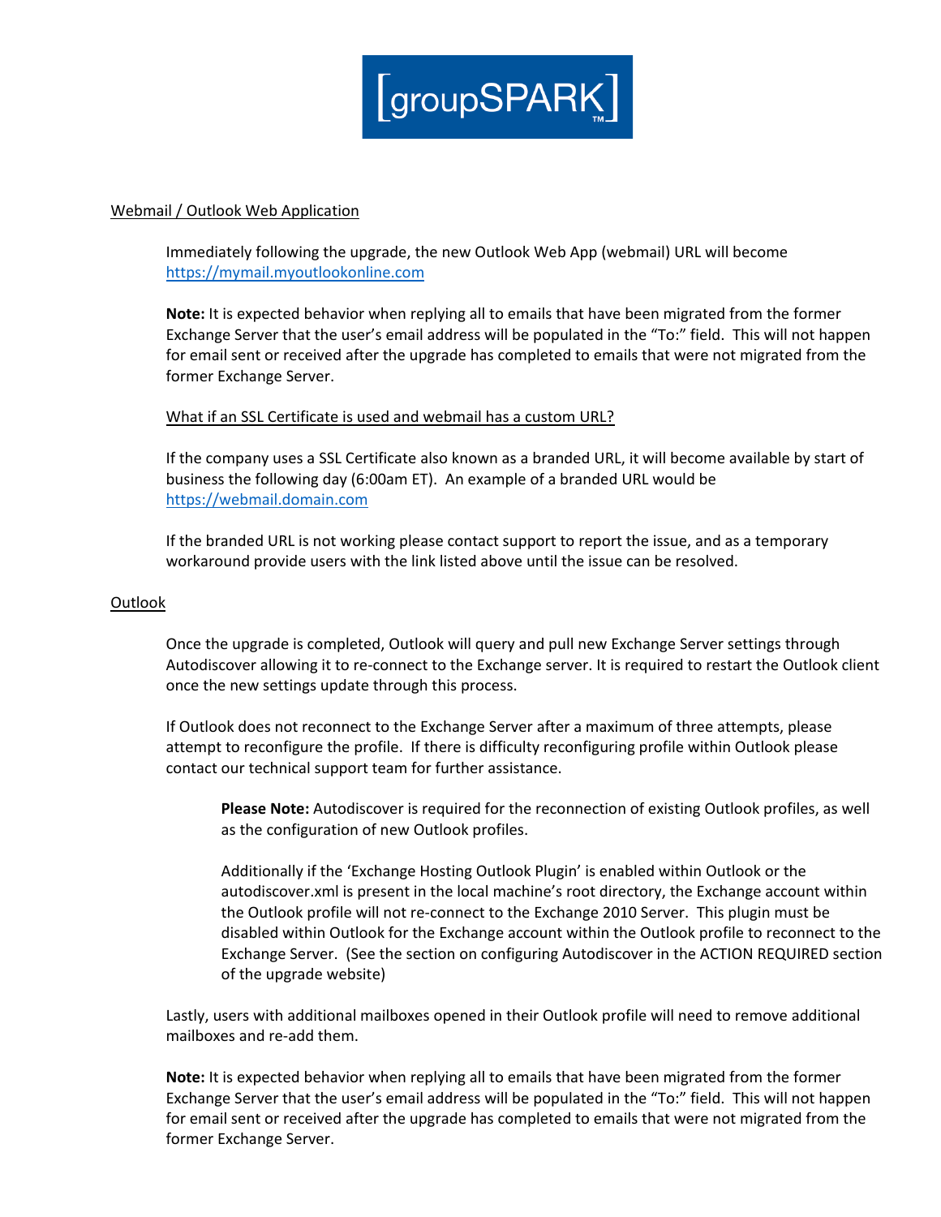[groupSPARK]™

## Webmail / Outlook Web Application

Immediately following the upgrade, the new Outlook Web App (webmail) URL will become https://mymail.myoutlookonline.com

**Note:** It is expected behavior when replying all to emails that have been migrated from the former Exchange Server that the user's email address will be populated in the "To:" field. This will not happen for email sent or received after the upgrade has completed to emails that were not migrated from the former Exchange Server.

### What if an SSL Certificate is used and webmail has a custom URL?

If the company uses a SSL Certificate also known as a branded URL, it will become available by start of business the following day (6:00am ET). An example of a branded URL would be https://webmail.domain.com

If the branded URL is not working please contact support to report the issue, and as a temporary workaround provide users with the link listed above until the issue can be resolved.

## Outlook

Once the upgrade is completed, Outlook will query and pull new Exchange Server settings through Autodiscover allowing it to re-connect to the Exchange server. It is required to restart the Outlook client once the new settings update through this process.

If Outlook does not reconnect to the Exchange Server after a maximum of three attempts, please attempt to reconfigure the profile. If there is difficulty reconfiguring profile within Outlook please contact our technical support team for further assistance.

> **Please Note:** Autodiscover is required for the reconnection of existing Outlook profiles, as well as the configuration of new Outlook profiles.
>
> Additionally if the 'Exchange Hosting Outlook Plugin' is enabled within Outlook or the autodiscover.xml is present in the local machine's root directory, the Exchange account within the Outlook profile will not re-connect to the Exchange 2010 Server. This plugin must be disabled within Outlook for the Exchange account within the Outlook profile to reconnect to the Exchange Server. (See the section on configuring Autodiscover in the ACTION REQUIRED section of the upgrade website)

Lastly, users with additional mailboxes opened in their Outlook profile will need to remove additional mailboxes and re-add them.

**Note:** It is expected behavior when replying all to emails that have been migrated from the former Exchange Server that the user's email address will be populated in the "To:" field. This will not happen for email sent or received after the upgrade has completed to emails that were not migrated from the former Exchange Server.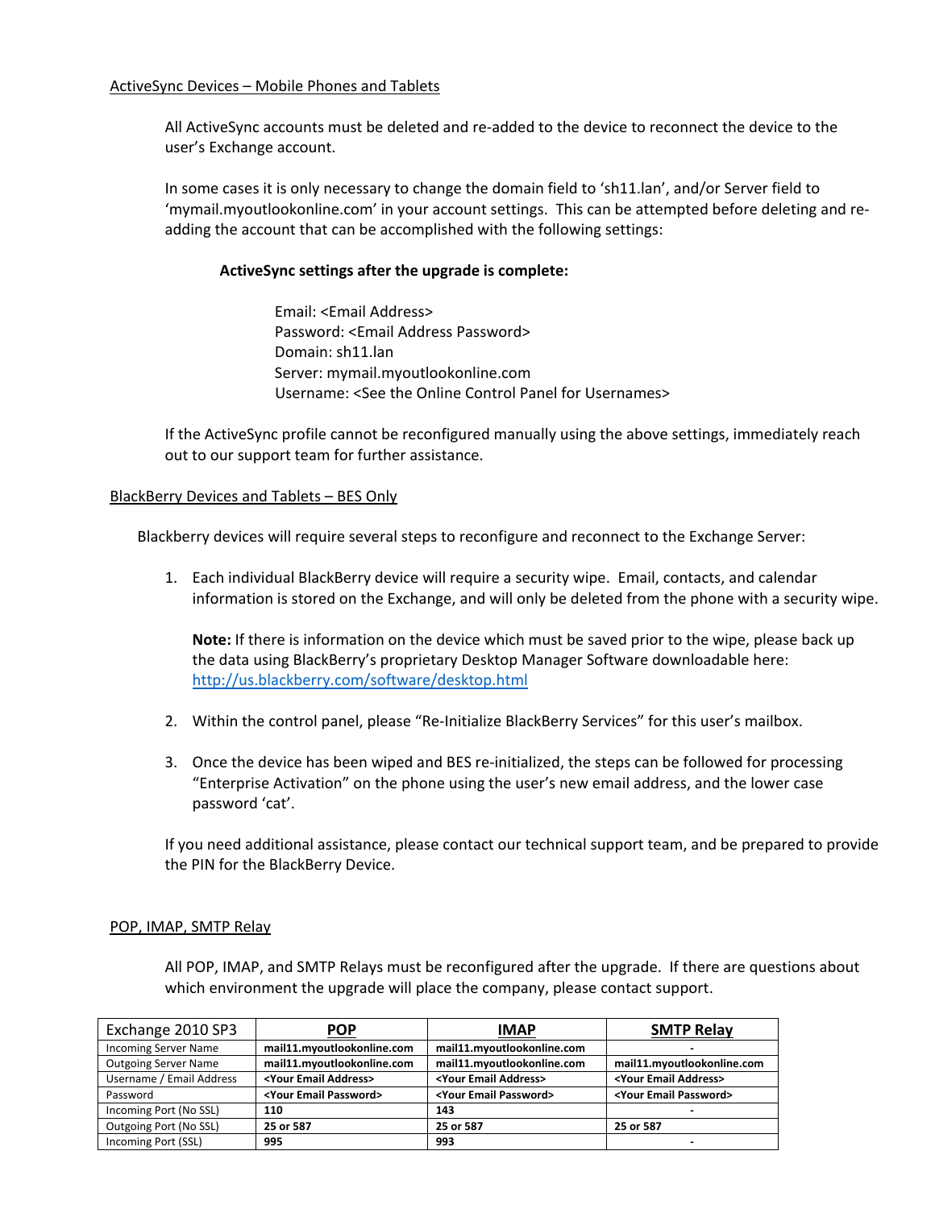## ActiveSync Devices – Mobile Phones and Tablets

All ActiveSync accounts must be deleted and re-added to the device to reconnect the device to the user's Exchange account.

In some cases it is only necessary to change the domain field to 'sh11.lan', and/or Server field to 'mymail.myoutlookonline.com' in your account settings. This can be attempted before deleting and re-adding the account that can be accomplished with the following settings:

**ActiveSync settings after the upgrade is complete:**

Email: <Email Address>
Password: <Email Address Password>
Domain: sh11.lan
Server: mymail.myoutlookonline.com
Username: <See the Online Control Panel for Usernames>

If the ActiveSync profile cannot be reconfigured manually using the above settings, immediately reach out to our support team for further assistance.

## BlackBerry Devices and Tablets – BES Only

Blackberry devices will require several steps to reconfigure and reconnect to the Exchange Server:

1. Each individual BlackBerry device will require a security wipe. Email, contacts, and calendar information is stored on the Exchange, and will only be deleted from the phone with a security wipe.

   **Note:** If there is information on the device which must be saved prior to the wipe, please back up the data using BlackBerry's proprietary Desktop Manager Software downloadable here: http://us.blackberry.com/software/desktop.html

2. Within the control panel, please "Re-Initialize BlackBerry Services" for this user's mailbox.

3. Once the device has been wiped and BES re-initialized, the steps can be followed for processing "Enterprise Activation" on the phone using the user's new email address, and the lower case password 'cat'.

If you need additional assistance, please contact our technical support team, and be prepared to provide the PIN for the BlackBerry Device.

## POP, IMAP, SMTP Relay

All POP, IMAP, and SMTP Relays must be reconfigured after the upgrade. If there are questions about which environment the upgrade will place the company, please contact support.

| Exchange 2010 SP3 | POP | IMAP | SMTP Relay |
|---|---|---|---|
| Incoming Server Name | mail11.myoutlookonline.com | mail11.myoutlookonline.com | - |
| Outgoing Server Name | mail11.myoutlookonline.com | mail11.myoutlookonline.com | mail11.myoutlookonline.com |
| Username / Email Address | <Your Email Address> | <Your Email Address> | <Your Email Address> |
| Password | <Your Email Password> | <Your Email Password> | <Your Email Password> |
| Incoming Port (No SSL) | 110 | 143 | - |
| Outgoing Port (No SSL) | 25 or 587 | 25 or 587 | 25 or 587 |
| Incoming Port (SSL) | 995 | 993 | - |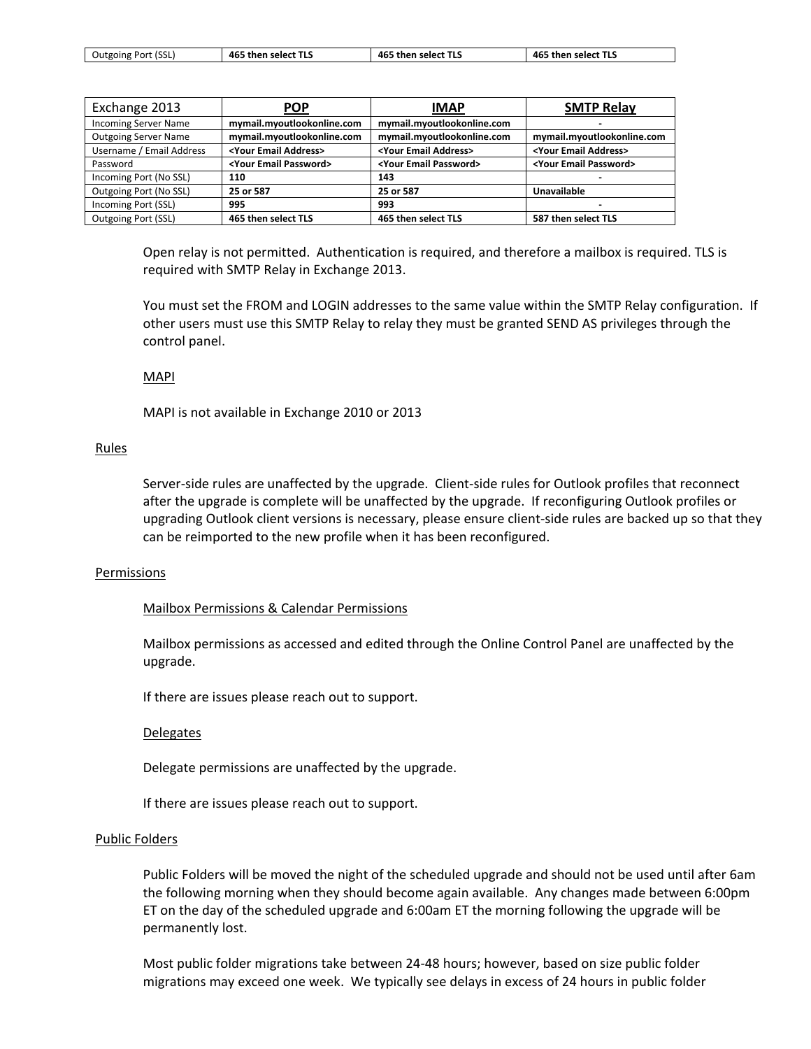| Outgoing Port (SSL) | **465 then select TLS** | **465 then select TLS** | **465 then select TLS** |
| --- | --- | --- | --- |

| Exchange 2013 | **POP** | **IMAP** | **SMTP Relay** |
| --- | --- | --- | --- |
| Incoming Server Name | **mymail.myoutlookonline.com** | **mymail.myoutlookonline.com** | **-** |
| Outgoing Server Name | **mymail.myoutlookonline.com** | **mymail.myoutlookonline.com** | **mymail.myoutlookonline.com** |
| Username / Email Address | **<Your Email Address>** | **<Your Email Address>** | **<Your Email Address>** |
| Password | **<Your Email Password>** | **<Your Email Password>** | **<Your Email Password>** |
| Incoming Port (No SSL) | **110** | **143** | **-** |
| Outgoing Port (No SSL) | **25 or 587** | **25 or 587** | **Unavailable** |
| Incoming Port (SSL) | **995** | **993** | **-** |
| Outgoing Port (SSL) | **465 then select TLS** | **465 then select TLS** | **587 then select TLS** |

Open relay is not permitted. Authentication is required, and therefore a mailbox is required. TLS is required with SMTP Relay in Exchange 2013.

You must set the FROM and LOGIN addresses to the same value within the SMTP Relay configuration. If other users must use this SMTP Relay to relay they must be granted SEND AS privileges through the control panel.

### MAPI

MAPI is not available in Exchange 2010 or 2013

## Rules

Server-side rules are unaffected by the upgrade. Client-side rules for Outlook profiles that reconnect after the upgrade is complete will be unaffected by the upgrade. If reconfiguring Outlook profiles or upgrading Outlook client versions is necessary, please ensure client-side rules are backed up so that they can be reimported to the new profile when it has been reconfigured.

## Permissions

### Mailbox Permissions & Calendar Permissions

Mailbox permissions as accessed and edited through the Online Control Panel are unaffected by the upgrade.

If there are issues please reach out to support.

### Delegates

Delegate permissions are unaffected by the upgrade.

If there are issues please reach out to support.

## Public Folders

Public Folders will be moved the night of the scheduled upgrade and should not be used until after 6am the following morning when they should become again available. Any changes made between 6:00pm ET on the day of the scheduled upgrade and 6:00am ET the morning following the upgrade will be permanently lost.

Most public folder migrations take between 24-48 hours; however, based on size public folder migrations may exceed one week. We typically see delays in excess of 24 hours in public folder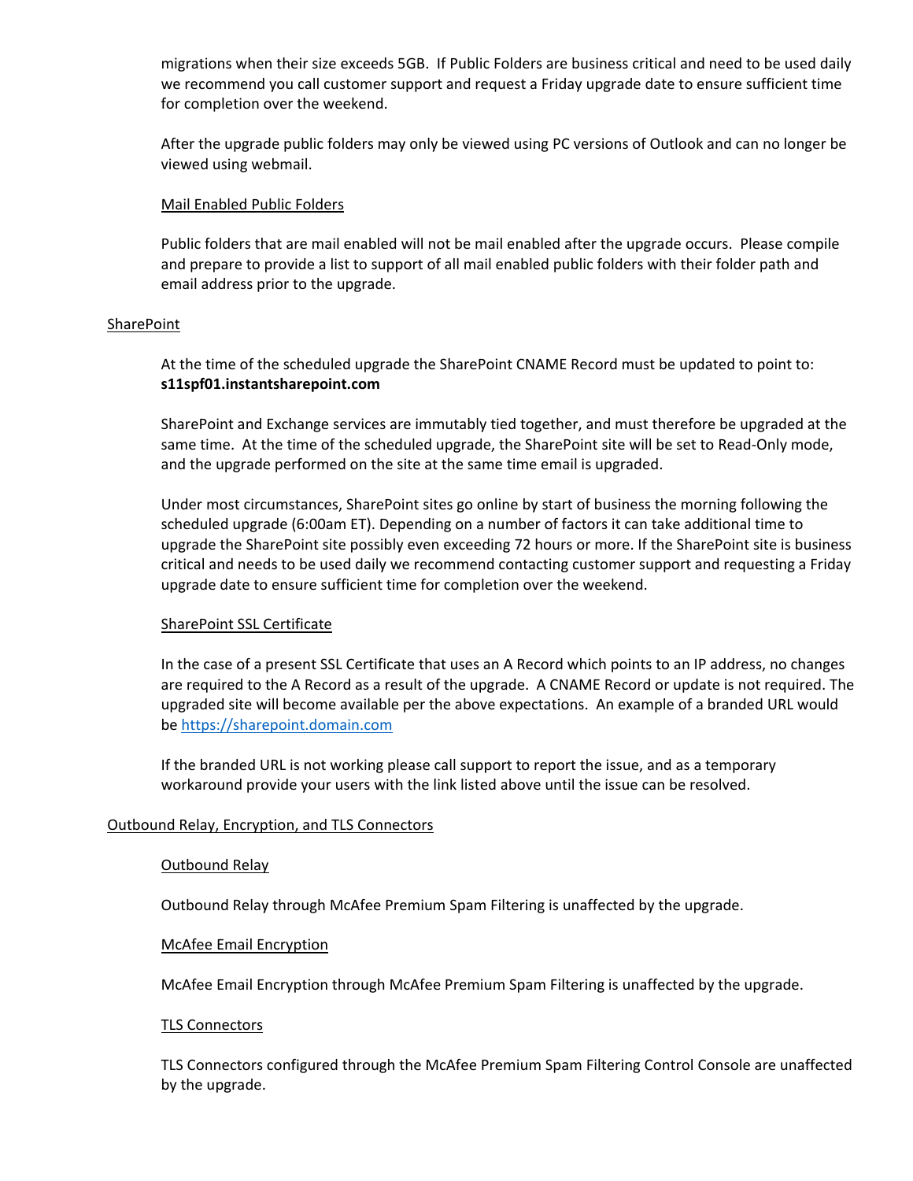migrations when their size exceeds 5GB. If Public Folders are business critical and need to be used daily we recommend you call customer support and request a Friday upgrade date to ensure sufficient time for completion over the weekend.

After the upgrade public folders may only be viewed using PC versions of Outlook and can no longer be viewed using webmail.

### Mail Enabled Public Folders

Public folders that are mail enabled will not be mail enabled after the upgrade occurs. Please compile and prepare to provide a list to support of all mail enabled public folders with their folder path and email address prior to the upgrade.

## SharePoint

At the time of the scheduled upgrade the SharePoint CNAME Record must be updated to point to: **s11spf01.instantsharepoint.com**

SharePoint and Exchange services are immutably tied together, and must therefore be upgraded at the same time. At the time of the scheduled upgrade, the SharePoint site will be set to Read-Only mode, and the upgrade performed on the site at the same time email is upgraded.

Under most circumstances, SharePoint sites go online by start of business the morning following the scheduled upgrade (6:00am ET). Depending on a number of factors it can take additional time to upgrade the SharePoint site possibly even exceeding 72 hours or more. If the SharePoint site is business critical and needs to be used daily we recommend contacting customer support and requesting a Friday upgrade date to ensure sufficient time for completion over the weekend.

### SharePoint SSL Certificate

In the case of a present SSL Certificate that uses an A Record which points to an IP address, no changes are required to the A Record as a result of the upgrade. A CNAME Record or update is not required. The upgraded site will become available per the above expectations. An example of a branded URL would be [https://sharepoint.domain.com](https://sharepoint.domain.com)

If the branded URL is not working please call support to report the issue, and as a temporary workaround provide your users with the link listed above until the issue can be resolved.

## Outbound Relay, Encryption, and TLS Connectors

### Outbound Relay

Outbound Relay through McAfee Premium Spam Filtering is unaffected by the upgrade.

### McAfee Email Encryption

McAfee Email Encryption through McAfee Premium Spam Filtering is unaffected by the upgrade.

### TLS Connectors

TLS Connectors configured through the McAfee Premium Spam Filtering Control Console are unaffected by the upgrade.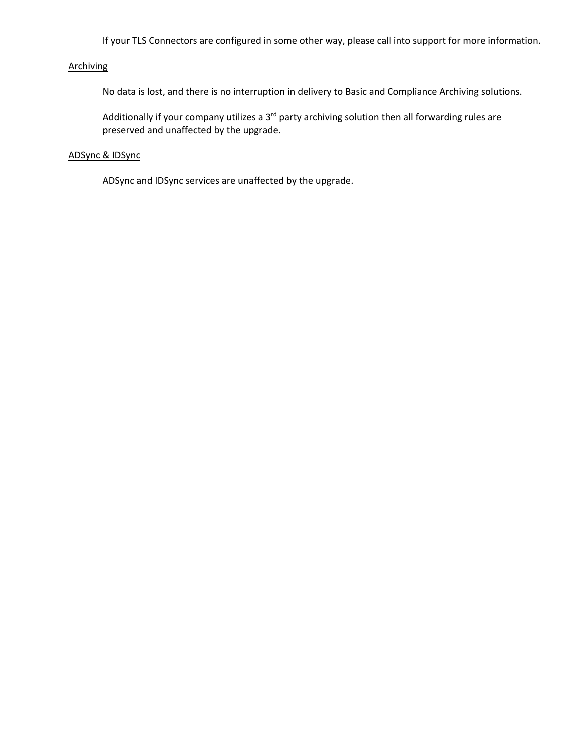If your TLS Connectors are configured in some other way, please call into support for more information.

<u>Archiving</u>

No data is lost, and there is no interruption in delivery to Basic and Compliance Archiving solutions.

Additionally if your company utilizes a 3rd party archiving solution then all forwarding rules are preserved and unaffected by the upgrade.

<u>ADSync & IDSync</u>

ADSync and IDSync services are unaffected by the upgrade.